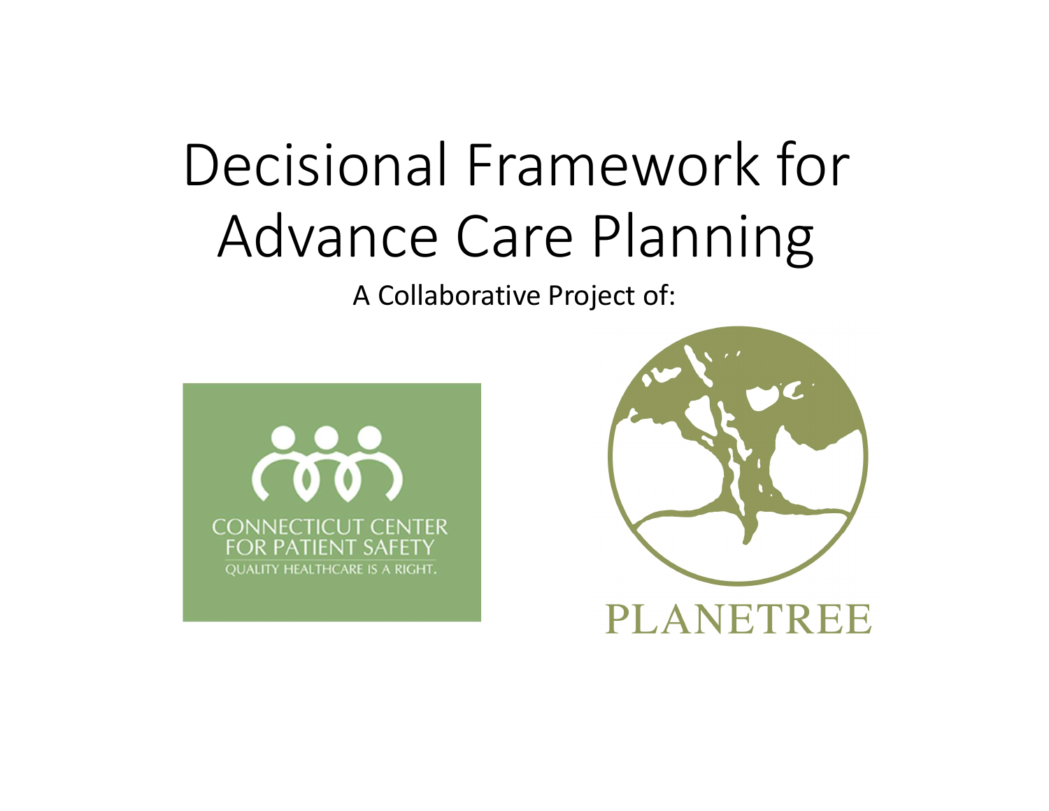# Decisional Framework for Advance Care Planning

A Collaborative Project of:

CONNECTICUT CENTER FOR PATIENT SAFETY

QUALITY HEALTHCARE IS A RIGHT.

PLANETREE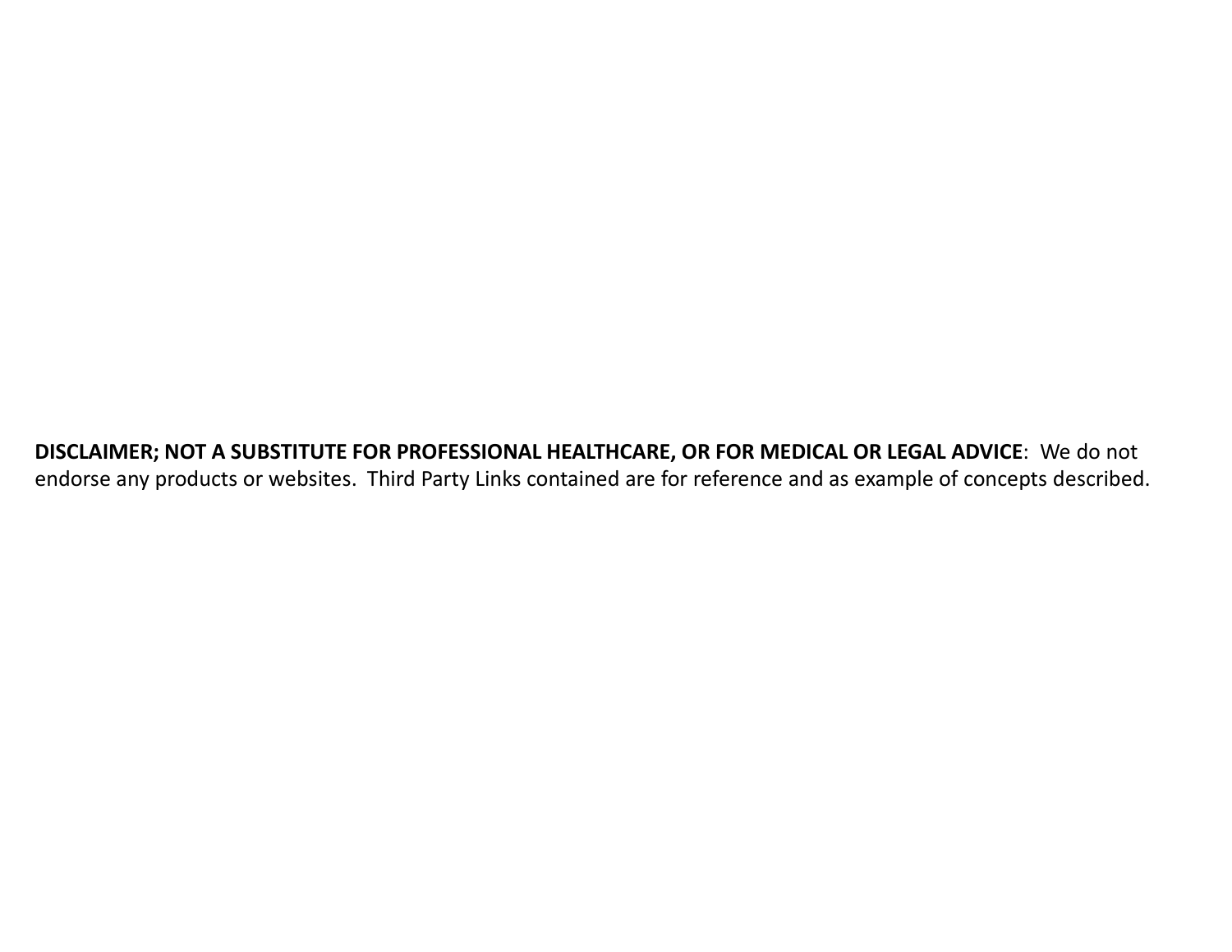**DISCLAIMER; NOT A SUBSTITUTE FOR PROFESSIONAL HEALTHCARE, OR FOR MEDICAL OR LEGAL ADVICE**: We do not endorse any products or websites. Third Party Links contained are for reference and as example of concepts described.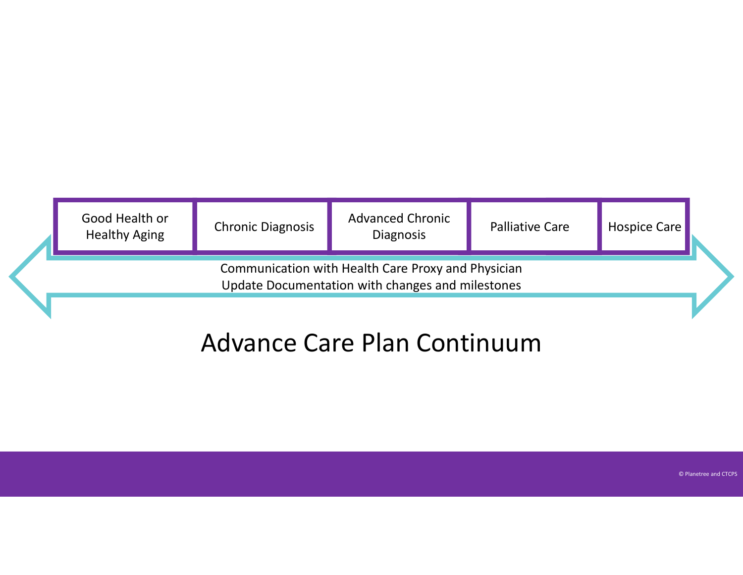| Good Health or Healthy Aging | Chronic Diagnosis | Advanced Chronic Diagnosis | Palliative Care | Hospice Care |
| --- | --- | --- | --- | --- |

Communication with Health Care Proxy and Physician
Update Documentation with changes and milestones

# Advance Care Plan Continuum

© Planetree and CTCPS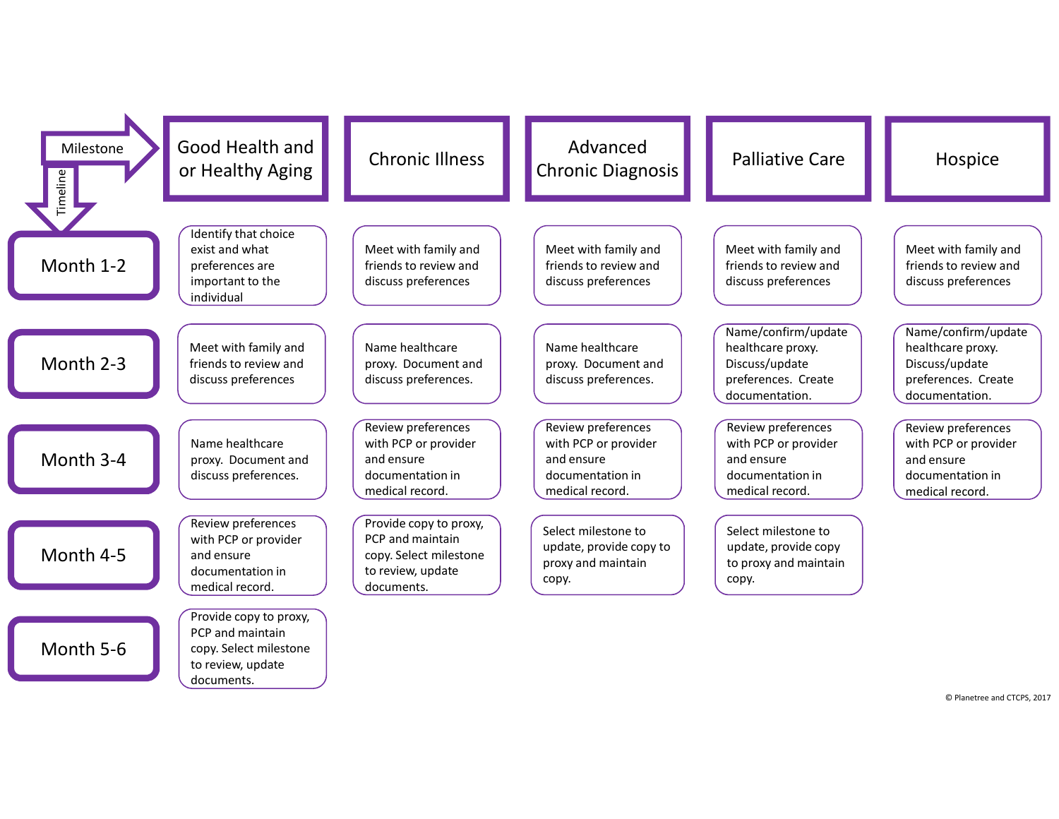| Timeline / Milestone | Good Health and or Healthy Aging | Chronic Illness | Advanced Chronic Diagnosis | Palliative Care | Hospice |
|---|---|---|---|---|---|
| Month 1-2 | Identify that choice exist and what preferences are important to the individual | Meet with family and friends to review and discuss preferences | Meet with family and friends to review and discuss preferences | Meet with family and friends to review and discuss preferences | Meet with family and friends to review and discuss preferences |
| Month 2-3 | Meet with family and friends to review and discuss preferences | Name healthcare proxy. Document and discuss preferences. | Name healthcare proxy. Document and discuss preferences. | Name/confirm/update healthcare proxy. Discuss/update preferences. Create documentation. | Name/confirm/update healthcare proxy. Discuss/update preferences. Create documentation. |
| Month 3-4 | Name healthcare proxy. Document and discuss preferences. | Review preferences with PCP or provider and ensure documentation in medical record. | Review preferences with PCP or provider and ensure documentation in medical record. | Review preferences with PCP or provider and ensure documentation in medical record. | Review preferences with PCP or provider and ensure documentation in medical record. |
| Month 4-5 | Review preferences with PCP or provider and ensure documentation in medical record. | Provide copy to proxy, PCP and maintain copy. Select milestone to review, update documents. | Select milestone to update, provide copy to proxy and maintain copy. | Select milestone to update, provide copy to proxy and maintain copy. | |
| Month 5-6 | Provide copy to proxy, PCP and maintain copy. Select milestone to review, update documents. | | | | |

© Planetree and CTCPS, 2017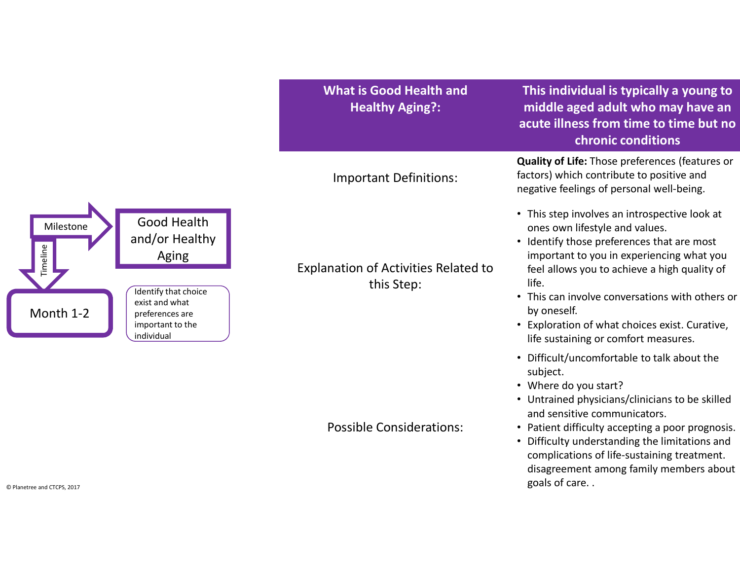Milestone: **Good Health and/or Healthy Aging**

Timeline: **Month 1-2**

Identify that choice exist and what preferences are important to the individual

| What is Good Health and Healthy Aging?: | This individual is typically a young to middle aged adult who may have an acute illness from time to time but no chronic conditions |
|---|---|
| Important Definitions: | **Quality of Life:** Those preferences (features or factors) which contribute to positive and negative feelings of personal well-being. |
| Explanation of Activities Related to this Step: | • This step involves an introspective look at ones own lifestyle and values.<br>• Identify those preferences that are most important to you in experiencing what you feel allows you to achieve a high quality of life.<br>• This can involve conversations with others or by oneself.<br>• Exploration of what choices exist. Curative, life sustaining or comfort measures. |
| Possible Considerations: | • Difficult/uncomfortable to talk about the subject.<br>• Where do you start?<br>• Untrained physicians/clinicians to be skilled and sensitive communicators.<br>• Patient difficulty accepting a poor prognosis.<br>• Difficulty understanding the limitations and complications of life-sustaining treatment. disagreement among family members about goals of care. . |

© Planetree and CTCPS, 2017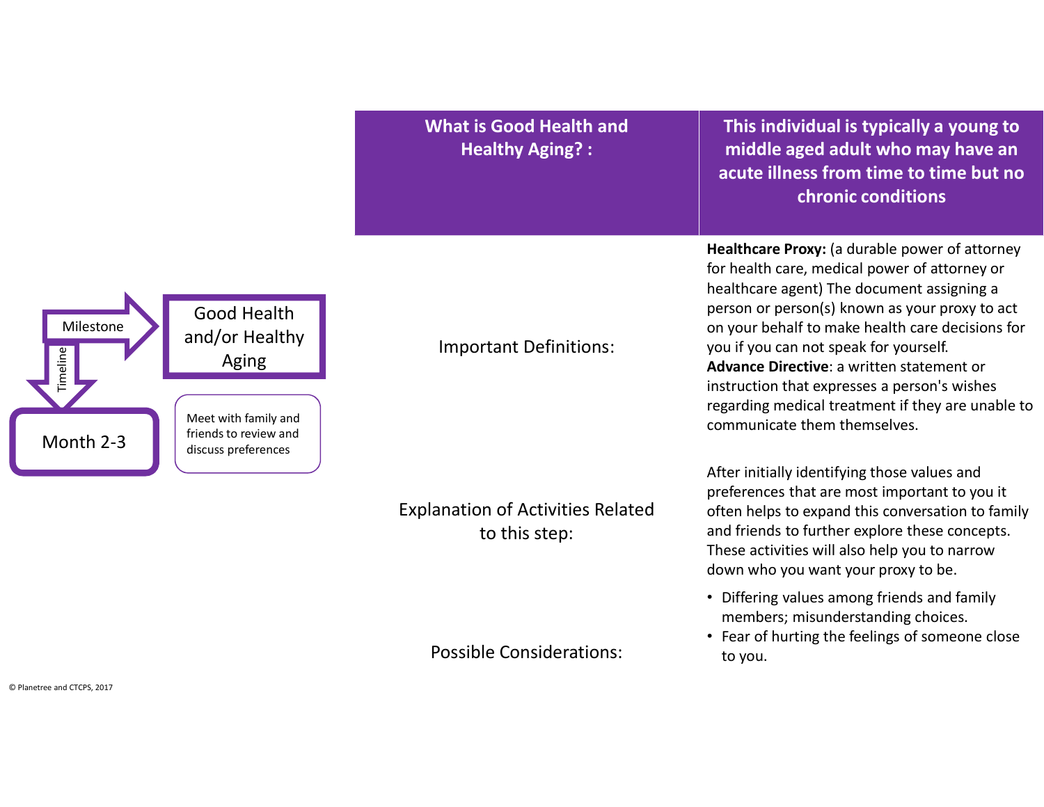Milestone: Good Health and/or Healthy Aging

Timeline: Month 2-3

Meet with family and friends to review and discuss preferences

| What is Good Health and Healthy Aging? : | This individual is typically a young to middle aged adult who may have an acute illness from time to time but no chronic conditions |
|---|---|
| Important Definitions: | **Healthcare Proxy:** (a durable power of attorney for health care, medical power of attorney or healthcare agent) The document assigning a person or person(s) known as your proxy to act on your behalf to make health care decisions for you if you can not speak for yourself. **Advance Directive**: a written statement or instruction that expresses a person's wishes regarding medical treatment if they are unable to communicate them themselves. |
| Explanation of Activities Related to this step: | After initially identifying those values and preferences that are most important to you it often helps to expand this conversation to family and friends to further explore these concepts. These activities will also help you to narrow down who you want your proxy to be. |
| Possible Considerations: | • Differing values among friends and family members; misunderstanding choices. • Fear of hurting the feelings of someone close to you. |

© Planetree and CTCPS, 2017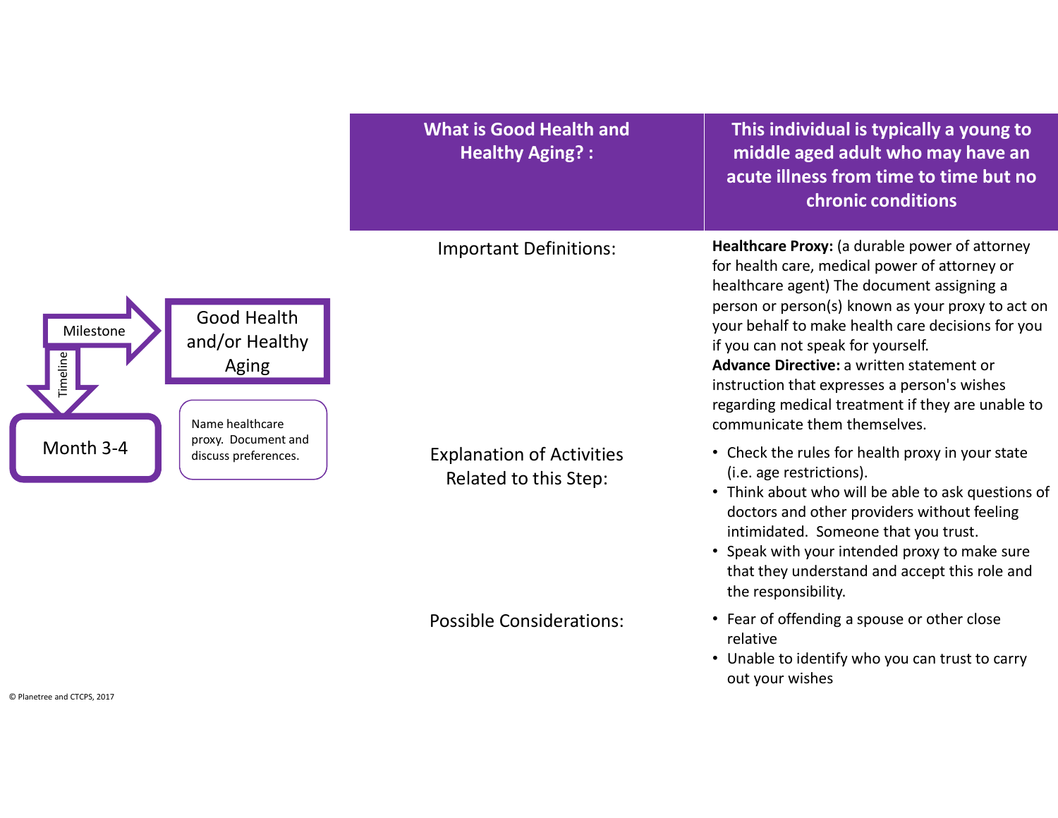Milestone → **Good Health and/or Healthy Aging**

Timeline → **Month 3-4**

Name healthcare proxy. Document and discuss preferences.

| What is Good Health and Healthy Aging? : | This individual is typically a young to middle aged adult who may have an acute illness from time to time but no chronic conditions |
|---|---|
| Important Definitions: | **Healthcare Proxy:** (a durable power of attorney for health care, medical power of attorney or healthcare agent) The document assigning a person or person(s) known as your proxy to act on your behalf to make health care decisions for you if you can not speak for yourself. **Advance Directive:** a written statement or instruction that expresses a person's wishes regarding medical treatment if they are unable to communicate them themselves. |
| Explanation of Activities Related to this Step: | • Check the rules for health proxy in your state (i.e. age restrictions). • Think about who will be able to ask questions of doctors and other providers without feeling intimidated. Someone that you trust. • Speak with your intended proxy to make sure that they understand and accept this role and the responsibility. |
| Possible Considerations: | • Fear of offending a spouse or other close relative • Unable to identify who you can trust to carry out your wishes |

© Planetree and CTCPS, 2017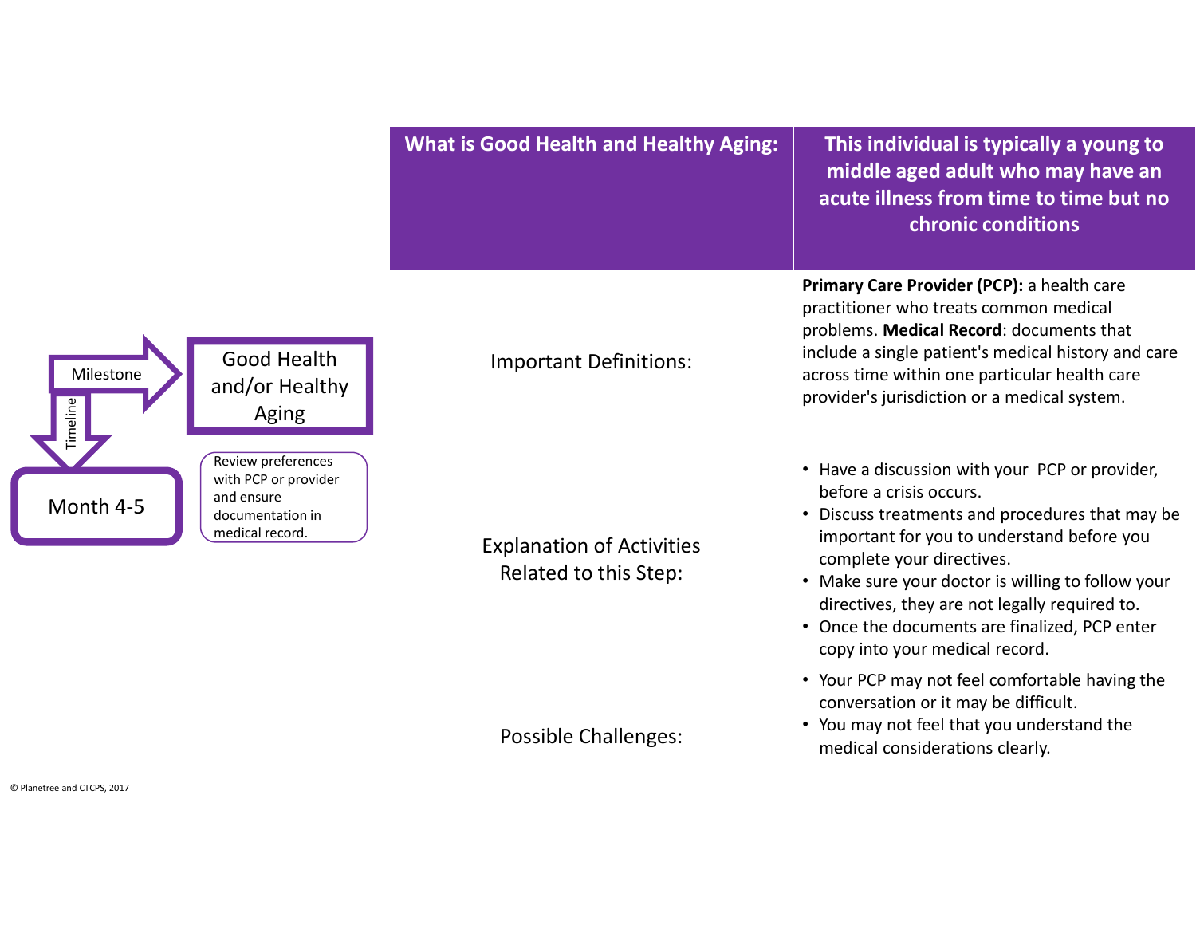Milestone → **Good Health and/or Healthy Aging**

Timeline ↓ **Month 4-5**

Review preferences with PCP or provider and ensure documentation in medical record.

| What is Good Health and Healthy Aging: | This individual is typically a young to middle aged adult who may have an acute illness from time to time but no chronic conditions |
|---|---|
| Important Definitions: | **Primary Care Provider (PCP):** a health care practitioner who treats common medical problems. **Medical Record**: documents that include a single patient's medical history and care across time within one particular health care provider's jurisdiction or a medical system. |
| Explanation of Activities Related to this Step: | • Have a discussion with your PCP or provider, before a crisis occurs.<br>• Discuss treatments and procedures that may be important for you to understand before you complete your directives.<br>• Make sure your doctor is willing to follow your directives, they are not legally required to.<br>• Once the documents are finalized, PCP enter copy into your medical record. |
| Possible Challenges: | • Your PCP may not feel comfortable having the conversation or it may be difficult.<br>• You may not feel that you understand the medical considerations clearly. |

© Planetree and CTCPS, 2017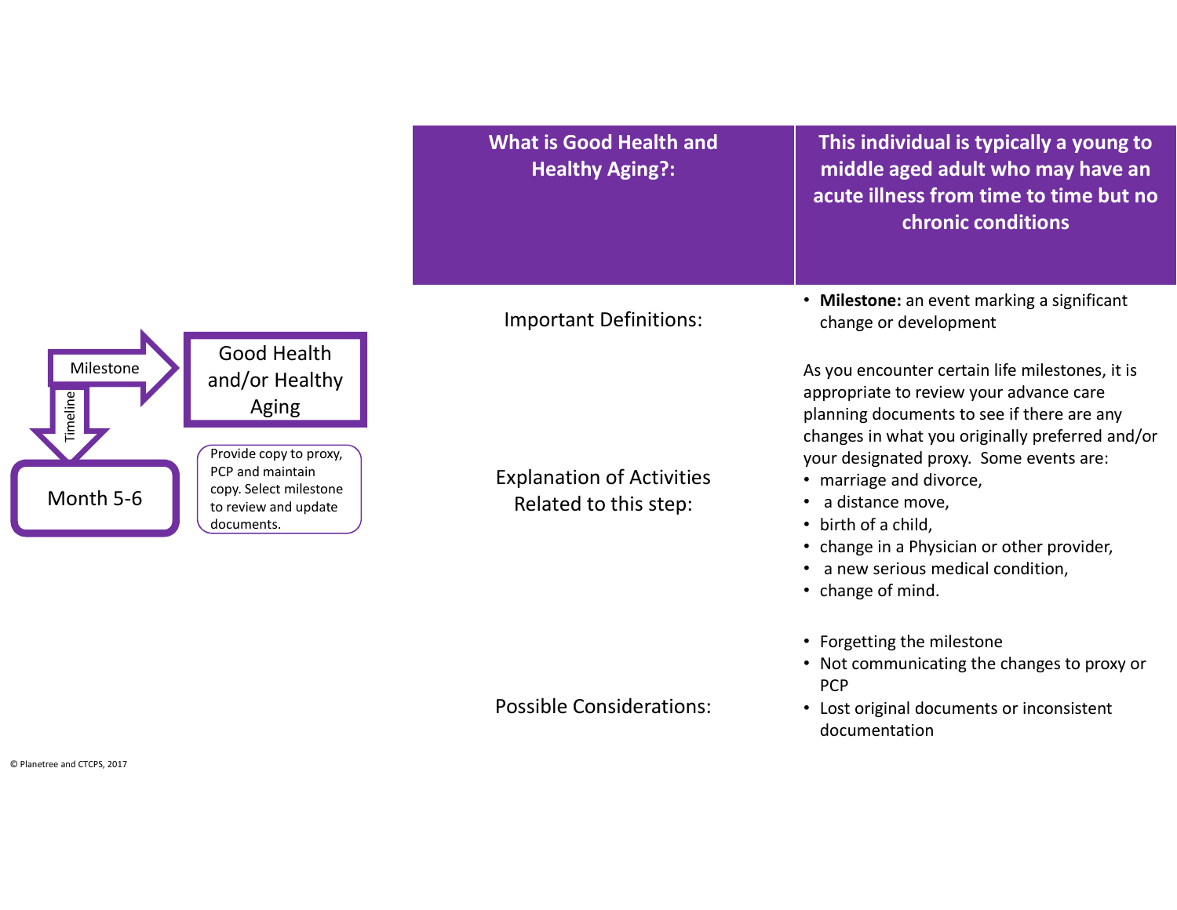Milestone → **Good Health and/or Healthy Aging**

Timeline ↓ **Month 5-6**

Provide copy to proxy, PCP and maintain copy. Select milestone to review and update documents.

| What is Good Health and Healthy Aging?: | This individual is typically a young to middle aged adult who may have an acute illness from time to time but no chronic conditions |
|---|---|
| Important Definitions: | • **Milestone:** an event marking a significant change or development |
| Explanation of Activities Related to this step: | As you encounter certain life milestones, it is appropriate to review your advance care planning documents to see if there are any changes in what you originally preferred and/or your designated proxy. Some events are:<br>• marriage and divorce,<br>• a distance move,<br>• birth of a child,<br>• change in a Physician or other provider,<br>• a new serious medical condition,<br>• change of mind. |
| Possible Considerations: | • Forgetting the milestone<br>• Not communicating the changes to proxy or PCP<br>• Lost original documents or inconsistent documentation |

© Planetree and CTCPS, 2017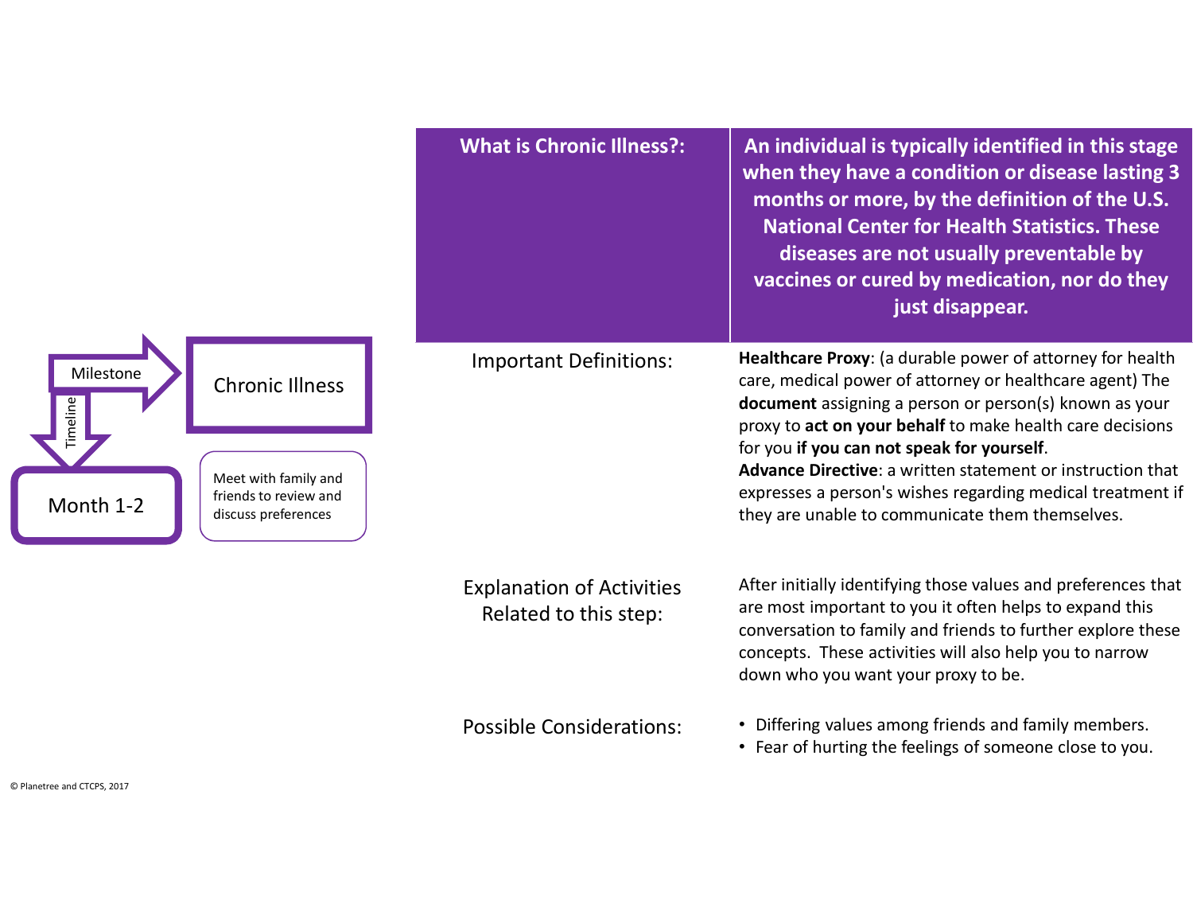Milestone: **Chronic Illness**

Timeline: **Month 1-2**

Meet with family and friends to review and discuss preferences

| What is Chronic Illness?: | An individual is typically identified in this stage when they have a condition or disease lasting 3 months or more, by the definition of the U.S. National Center for Health Statistics. These diseases are not usually preventable by vaccines or cured by medication, nor do they just disappear. |
|---|---|
| Important Definitions: | **Healthcare Proxy**: (a durable power of attorney for health care, medical power of attorney or healthcare agent) The **document** assigning a person or person(s) known as your proxy to **act on your behalf** to make health care decisions for you **if you can not speak for yourself**.<br>**Advance Directive**: a written statement or instruction that expresses a person's wishes regarding medical treatment if they are unable to communicate them themselves. |
| Explanation of Activities Related to this step: | After initially identifying those values and preferences that are most important to you it often helps to expand this conversation to family and friends to further explore these concepts. These activities will also help you to narrow down who you want your proxy to be. |
| Possible Considerations: | • Differing values among friends and family members.<br>• Fear of hurting the feelings of someone close to you. |

© Planetree and CTCPS, 2017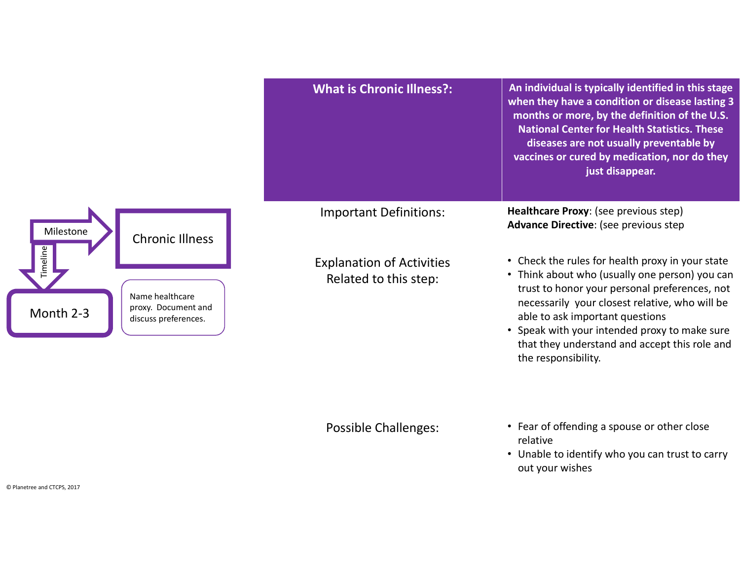Milestone: **Chronic Illness**

Timeline: **Month 2-3**

Name healthcare proxy. Document and discuss preferences.

| | |
|---|---|
| **What is Chronic Illness?:** | **An individual is typically identified in this stage when they have a condition or disease lasting 3 months or more, by the definition of the U.S. National Center for Health Statistics. These diseases are not usually preventable by vaccines or cured by medication, nor do they just disappear.** |
| Important Definitions: | **Healthcare Proxy**: (see previous step)<br>**Advance Directive**: (see previous step |
| Explanation of Activities Related to this step: | • Check the rules for health proxy in your state<br>• Think about who (usually one person) you can trust to honor your personal preferences, not necessarily your closest relative, who will be able to ask important questions<br>• Speak with your intended proxy to make sure that they understand and accept this role and the responsibility. |
| Possible Challenges: | • Fear of offending a spouse or other close relative<br>• Unable to identify who you can trust to carry out your wishes |

© Planetree and CTCPS, 2017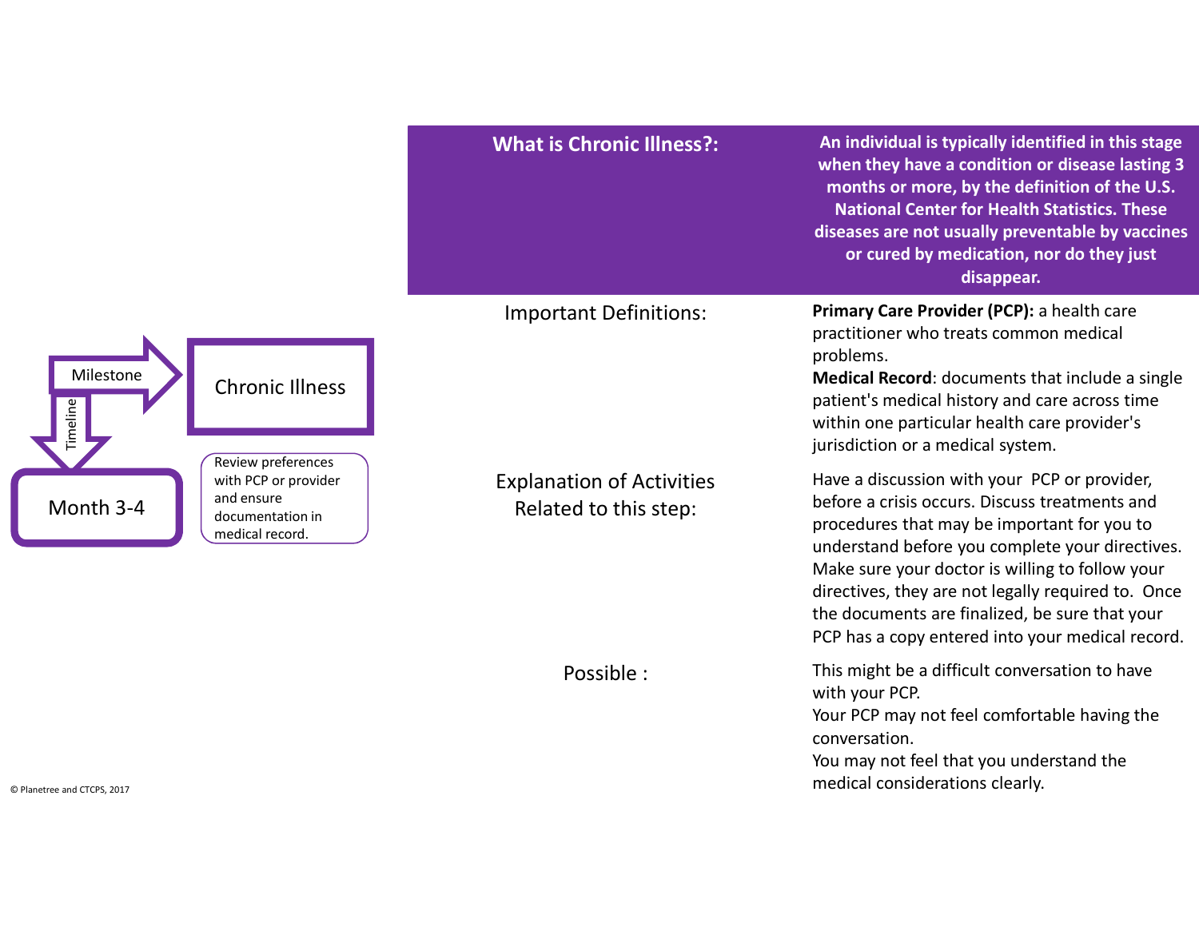Milestone: **Chronic Illness**

Timeline: **Month 3-4**

Review preferences with PCP or provider and ensure documentation in medical record.

| **What is Chronic Illness?:** | **An individual is typically identified in this stage when they have a condition or disease lasting 3 months or more, by the definition of the U.S. National Center for Health Statistics. These diseases are not usually preventable by vaccines or cured by medication, nor do they just disappear.** |
| --- | --- |
| Important Definitions: | **Primary Care Provider (PCP):** a health care practitioner who treats common medical problems.<br>**Medical Record**: documents that include a single patient's medical history and care across time within one particular health care provider's jurisdiction or a medical system. |
| Explanation of Activities Related to this step: | Have a discussion with your PCP or provider, before a crisis occurs. Discuss treatments and procedures that may be important for you to understand before you complete your directives. Make sure your doctor is willing to follow your directives, they are not legally required to. Once the documents are finalized, be sure that your PCP has a copy entered into your medical record. |
| Possible : | This might be a difficult conversation to have with your PCP.<br>Your PCP may not feel comfortable having the conversation.<br>You may not feel that you understand the medical considerations clearly. |

© Planetree and CTCPS, 2017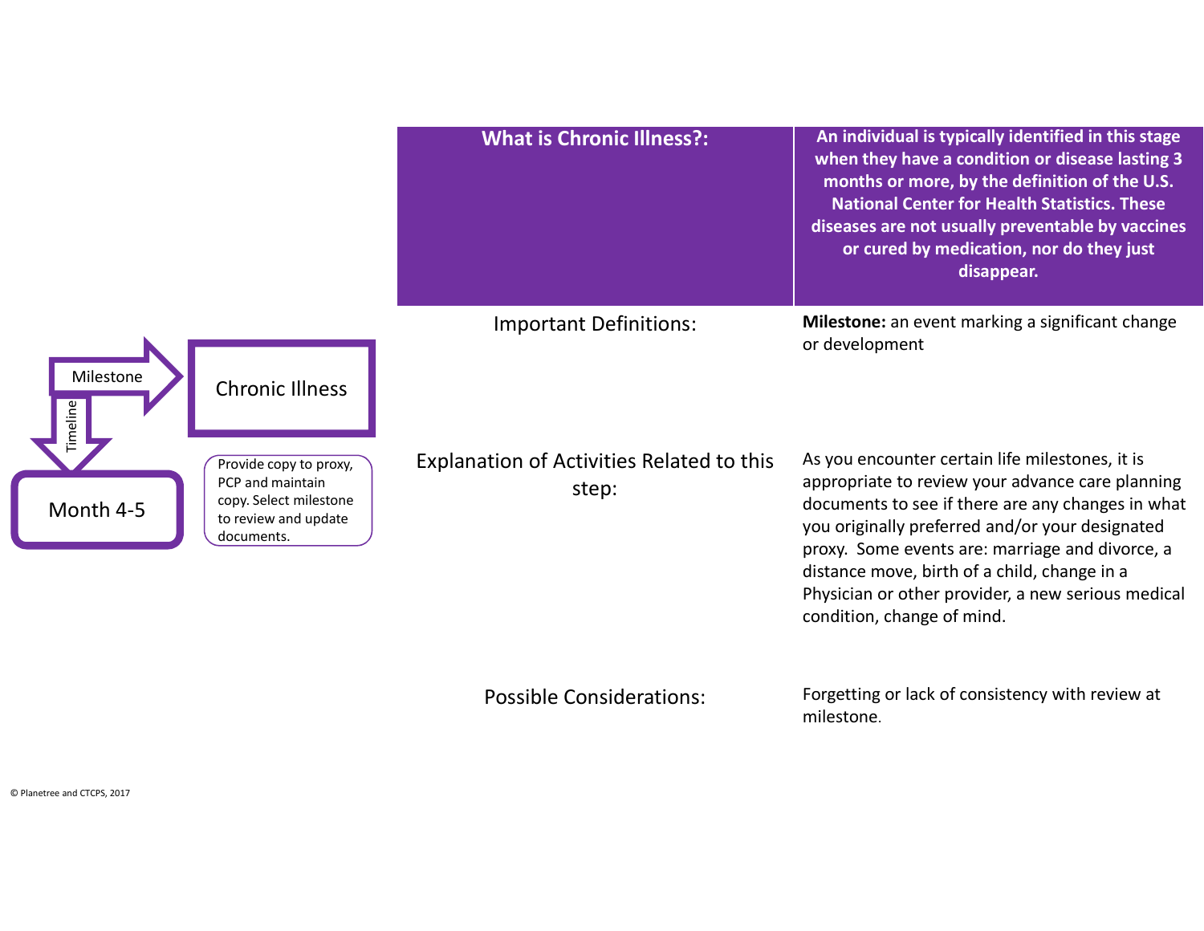Milestone → **Chronic Illness**

Timeline ↓ **Month 4-5**

Provide copy to proxy, PCP and maintain copy. Select milestone to review and update documents.

| What is Chronic Illness?: | An individual is typically identified in this stage when they have a condition or disease lasting 3 months or more, by the definition of the U.S. National Center for Health Statistics. These diseases are not usually preventable by vaccines or cured by medication, nor do they just disappear. |
|---|---|
| Important Definitions: | **Milestone:** an event marking a significant change or development |
| Explanation of Activities Related to this step: | As you encounter certain life milestones, it is appropriate to review your advance care planning documents to see if there are any changes in what you originally preferred and/or your designated proxy. Some events are: marriage and divorce, a distance move, birth of a child, change in a Physician or other provider, a new serious medical condition, change of mind. |
| Possible Considerations: | Forgetting or lack of consistency with review at milestone. |

© Planetree and CTCPS, 2017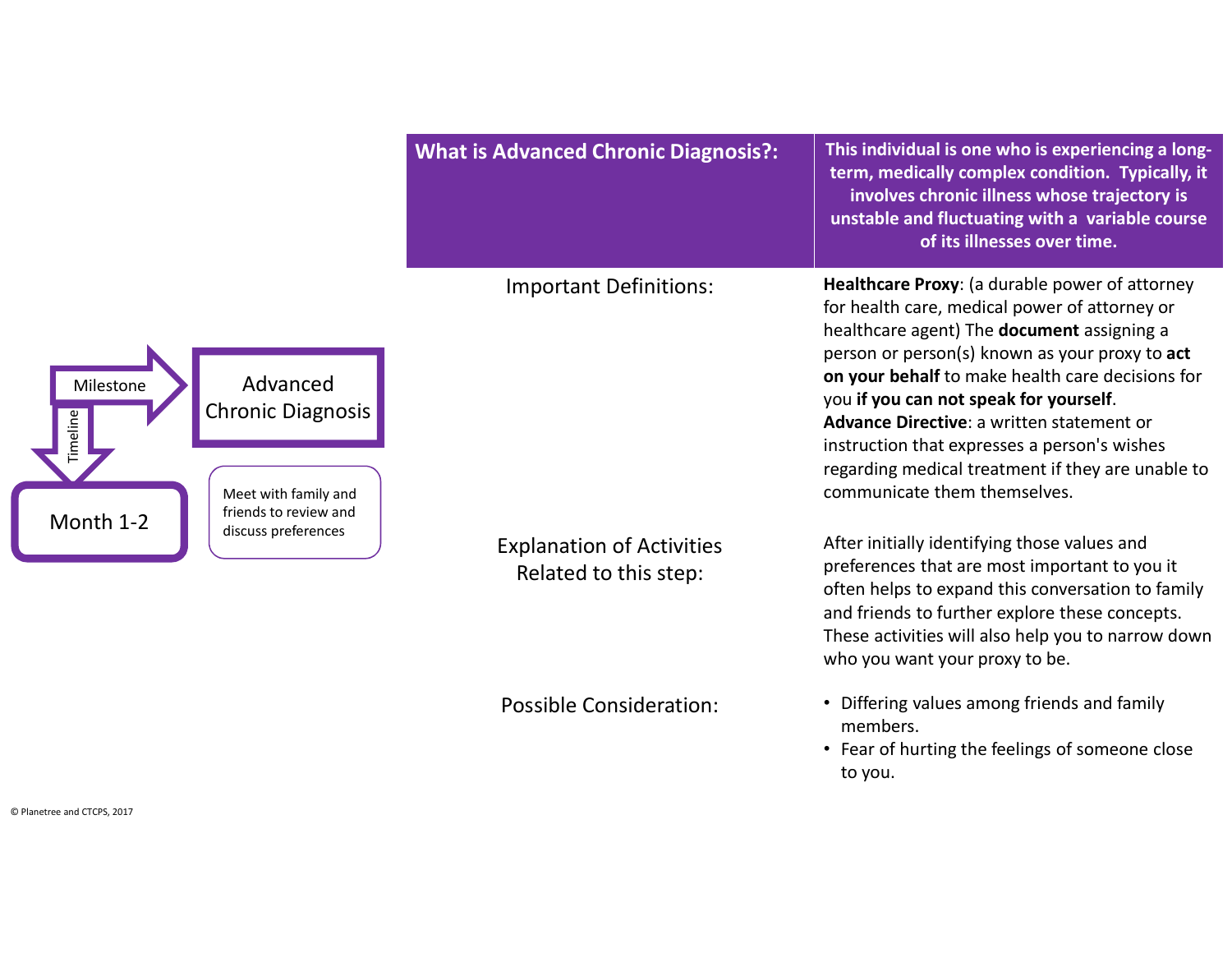Milestone → **Advanced Chronic Diagnosis**

Timeline → **Month 1-2**

Meet with family and friends to review and discuss preferences

| **What is Advanced Chronic Diagnosis?:** | **This individual is one who is experiencing a long-term, medically complex condition. Typically, it involves chronic illness whose trajectory is unstable and fluctuating with a variable course of its illnesses over time.** |
|---|---|
| Important Definitions: | **Healthcare Proxy**: (a durable power of attorney for health care, medical power of attorney or healthcare agent) The **document** assigning a person or person(s) known as your proxy to **act on your behalf** to make health care decisions for you **if you can not speak for yourself**.<br>**Advance Directive**: a written statement or instruction that expresses a person's wishes regarding medical treatment if they are unable to communicate them themselves. |
| Explanation of Activities Related to this step: | After initially identifying those values and preferences that are most important to you it often helps to expand this conversation to family and friends to further explore these concepts. These activities will also help you to narrow down who you want your proxy to be. |
| Possible Consideration: | • Differing values among friends and family members.<br>• Fear of hurting the feelings of someone close to you. |

© Planetree and CTCPS, 2017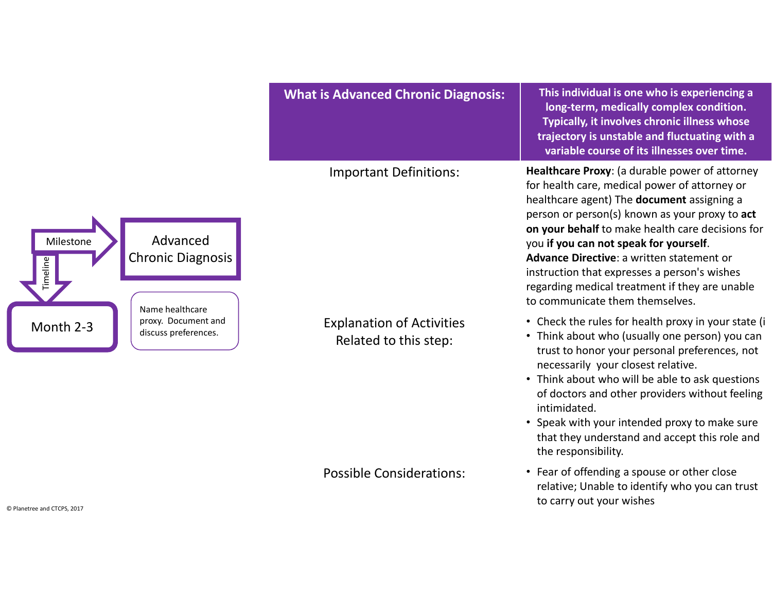Milestone

Timeline

**Advanced Chronic Diagnosis**

**Month 2-3**

Name healthcare proxy. Document and discuss preferences.

| **What is Advanced Chronic Diagnosis:** | **This individual is one who is experiencing a long-term, medically complex condition. Typically, it involves chronic illness whose trajectory is unstable and fluctuating with a variable course of its illnesses over time.** |
| --- | --- |
| Important Definitions: | **Healthcare Proxy**: (a durable power of attorney for health care, medical power of attorney or healthcare agent) The **document** assigning a person or person(s) known as your proxy to **act on your behalf** to make health care decisions for you **if you can not speak for yourself**.<br>**Advance Directive**: a written statement or instruction that expresses a person's wishes regarding medical treatment if they are unable to communicate them themselves. |
| Explanation of Activities Related to this step: | • Check the rules for health proxy in your state (i<br>• Think about who (usually one person) you can trust to honor your personal preferences, not necessarily your closest relative.<br>• Think about who will be able to ask questions of doctors and other providers without feeling intimidated.<br>• Speak with your intended proxy to make sure that they understand and accept this role and the responsibility. |
| Possible Considerations: | • Fear of offending a spouse or other close relative; Unable to identify who you can trust to carry out your wishes |

© Planetree and CTCPS, 2017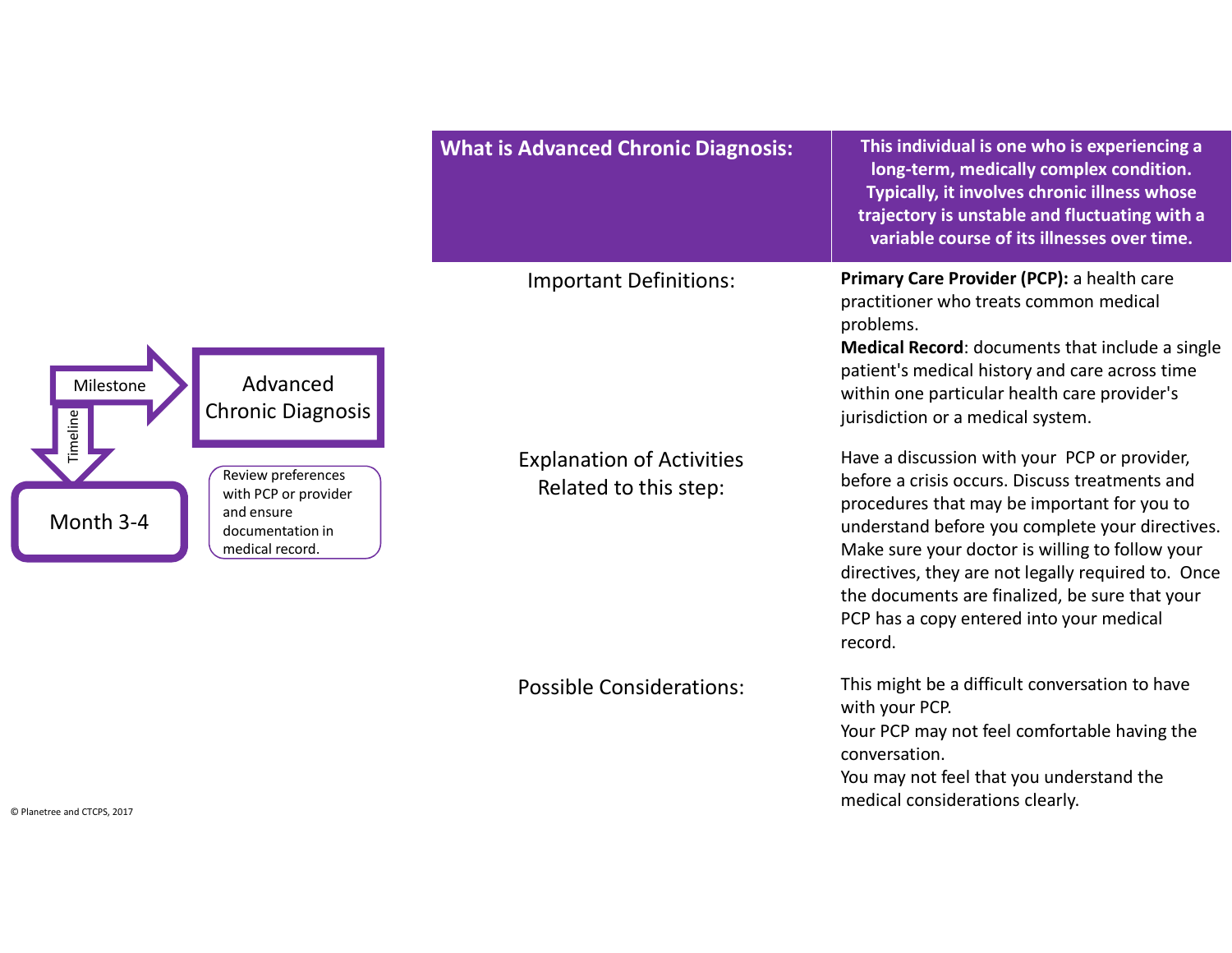Milestone: **Advanced Chronic Diagnosis**

Timeline: **Month 3-4**

Review preferences with PCP or provider and ensure documentation in medical record.

| What is Advanced Chronic Diagnosis: | This individual is one who is experiencing a long-term, medically complex condition. Typically, it involves chronic illness whose trajectory is unstable and fluctuating with a variable course of its illnesses over time. |
| --- | --- |
| Important Definitions: | **Primary Care Provider (PCP):** a health care practitioner who treats common medical problems.<br>**Medical Record**: documents that include a single patient's medical history and care across time within one particular health care provider's jurisdiction or a medical system. |
| Explanation of Activities Related to this step: | Have a discussion with your PCP or provider, before a crisis occurs. Discuss treatments and procedures that may be important for you to understand before you complete your directives. Make sure your doctor is willing to follow your directives, they are not legally required to. Once the documents are finalized, be sure that your PCP has a copy entered into your medical record. |
| Possible Considerations: | This might be a difficult conversation to have with your PCP.<br>Your PCP may not feel comfortable having the conversation.<br>You may not feel that you understand the medical considerations clearly. |

© Planetree and CTCPS, 2017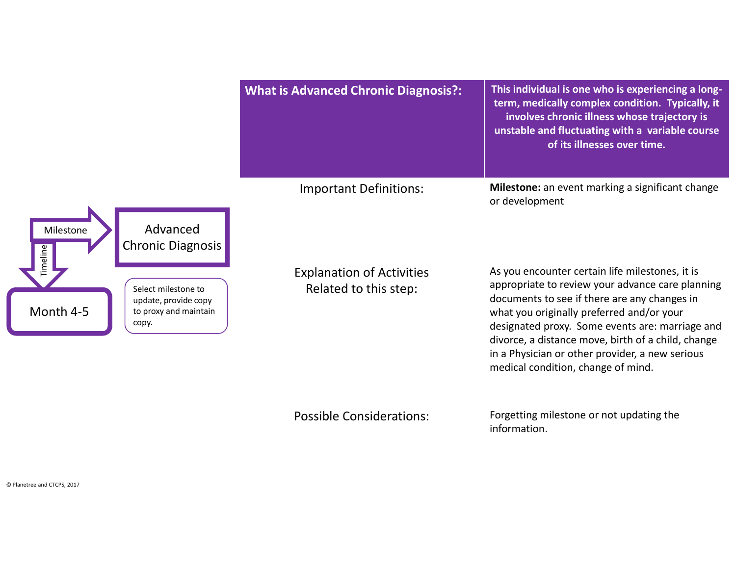Milestone

Timeline

**Advanced Chronic Diagnosis**

**Month 4-5**

Select milestone to update, provide copy to proxy and maintain copy.

| **What is Advanced Chronic Diagnosis?:** | **This individual is one who is experiencing a long-term, medically complex condition. Typically, it involves chronic illness whose trajectory is unstable and fluctuating with a variable course of its illnesses over time.** |
| --- | --- |
| Important Definitions: | **Milestone:** an event marking a significant change or development |
| Explanation of Activities Related to this step: | As you encounter certain life milestones, it is appropriate to review your advance care planning documents to see if there are any changes in what you originally preferred and/or your designated proxy. Some events are: marriage and divorce, a distance move, birth of a child, change in a Physician or other provider, a new serious medical condition, change of mind. |
| Possible Considerations: | Forgetting milestone or not updating the information. |

© Planetree and CTCPS, 2017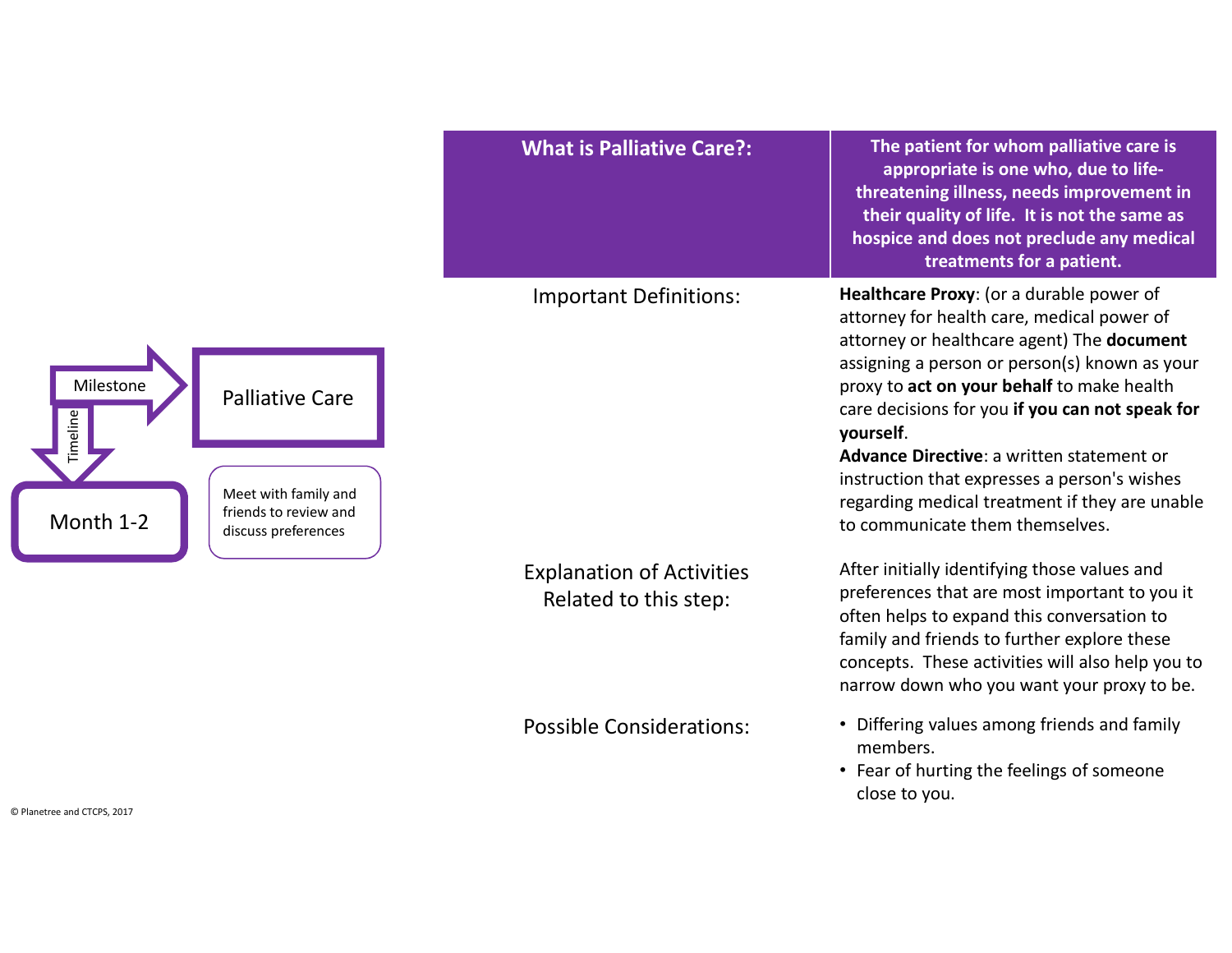Milestone

Timeline

**Palliative Care**

**Month 1-2**

Meet with family and friends to review and discuss preferences

| What is Palliative Care?: | The patient for whom palliative care is appropriate is one who, due to life-threatening illness, needs improvement in their quality of life. It is not the same as hospice and does not preclude any medical treatments for a patient. |
|---|---|
| Important Definitions: | **Healthcare Proxy**: (or a durable power of attorney for health care, medical power of attorney or healthcare agent) The **document** assigning a person or person(s) known as your proxy to **act on your behalf** to make health care decisions for you **if you can not speak for yourself**.<br>**Advance Directive**: a written statement or instruction that expresses a person's wishes regarding medical treatment if they are unable to communicate them themselves. |
| Explanation of Activities Related to this step: | After initially identifying those values and preferences that are most important to you it often helps to expand this conversation to family and friends to further explore these concepts. These activities will also help you to narrow down who you want your proxy to be. |
| Possible Considerations: | • Differing values among friends and family members.<br>• Fear of hurting the feelings of someone close to you. |

© Planetree and CTCPS, 2017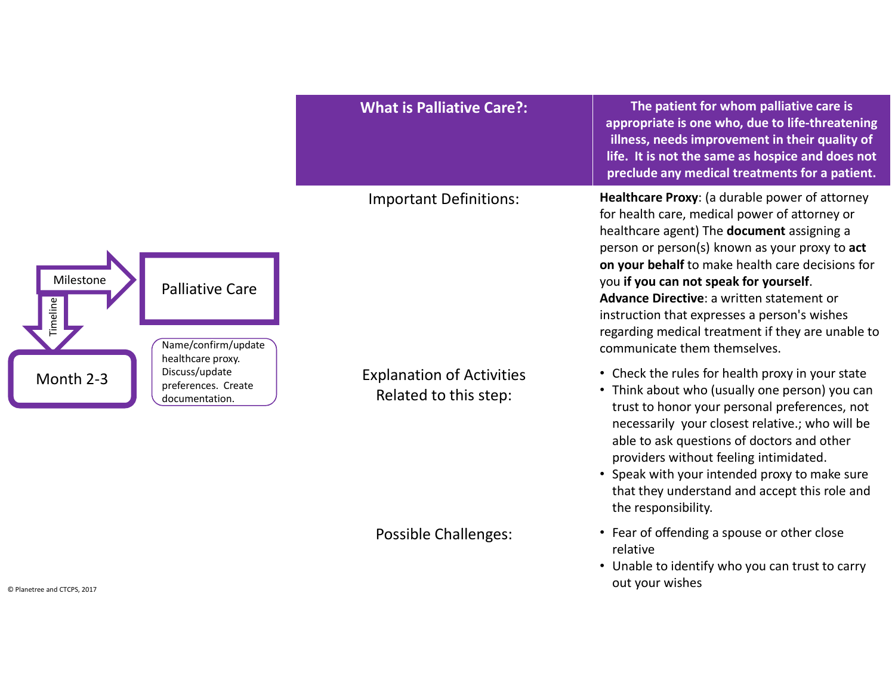Milestone: **Palliative Care**

Timeline: **Month 2-3**

Name/confirm/update healthcare proxy. Discuss/update preferences. Create documentation.

| What is Palliative Care?: | The patient for whom palliative care is appropriate is one who, due to life-threatening illness, needs improvement in their quality of life. It is not the same as hospice and does not preclude any medical treatments for a patient. |
|---|---|
| Important Definitions: | **Healthcare Proxy**: (a durable power of attorney for health care, medical power of attorney or healthcare agent) The **document** assigning a person or person(s) known as your proxy to **act on your behalf** to make health care decisions for you **if you can not speak for yourself**.<br>**Advance Directive**: a written statement or instruction that expresses a person's wishes regarding medical treatment if they are unable to communicate them themselves. |
| Explanation of Activities Related to this step: | • Check the rules for health proxy in your state<br>• Think about who (usually one person) you can trust to honor your personal preferences, not necessarily your closest relative.; who will be able to ask questions of doctors and other providers without feeling intimidated.<br>• Speak with your intended proxy to make sure that they understand and accept this role and the responsibility. |
| Possible Challenges: | • Fear of offending a spouse or other close relative<br>• Unable to identify who you can trust to carry out your wishes |

© Planetree and CTCPS, 2017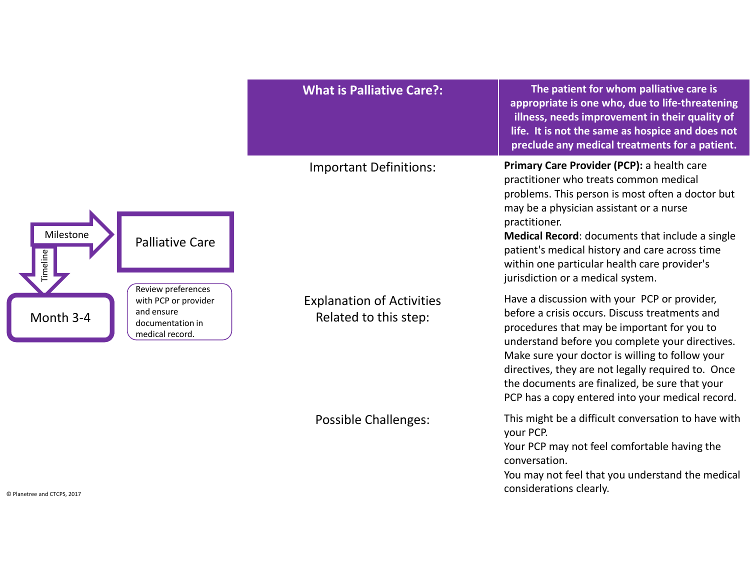Milestone

Timeline

**Palliative Care**

**Month 3-4**

Review preferences with PCP or provider and ensure documentation in medical record.

| What is Palliative Care?: | The patient for whom palliative care is appropriate is one who, due to life-threatening illness, needs improvement in their quality of life. It is not the same as hospice and does not preclude any medical treatments for a patient. |
| --- | --- |
| Important Definitions: | **Primary Care Provider (PCP):** a health care practitioner who treats common medical problems. This person is most often a doctor but may be a physician assistant or a nurse practitioner.<br>**Medical Record**: documents that include a single patient's medical history and care across time within one particular health care provider's jurisdiction or a medical system. |
| Explanation of Activities Related to this step: | Have a discussion with your PCP or provider, before a crisis occurs. Discuss treatments and procedures that may be important for you to understand before you complete your directives. Make sure your doctor is willing to follow your directives, they are not legally required to. Once the documents are finalized, be sure that your PCP has a copy entered into your medical record. |
| Possible Challenges: | This might be a difficult conversation to have with your PCP.<br>Your PCP may not feel comfortable having the conversation.<br>You may not feel that you understand the medical considerations clearly. |

© Planetree and CTCPS, 2017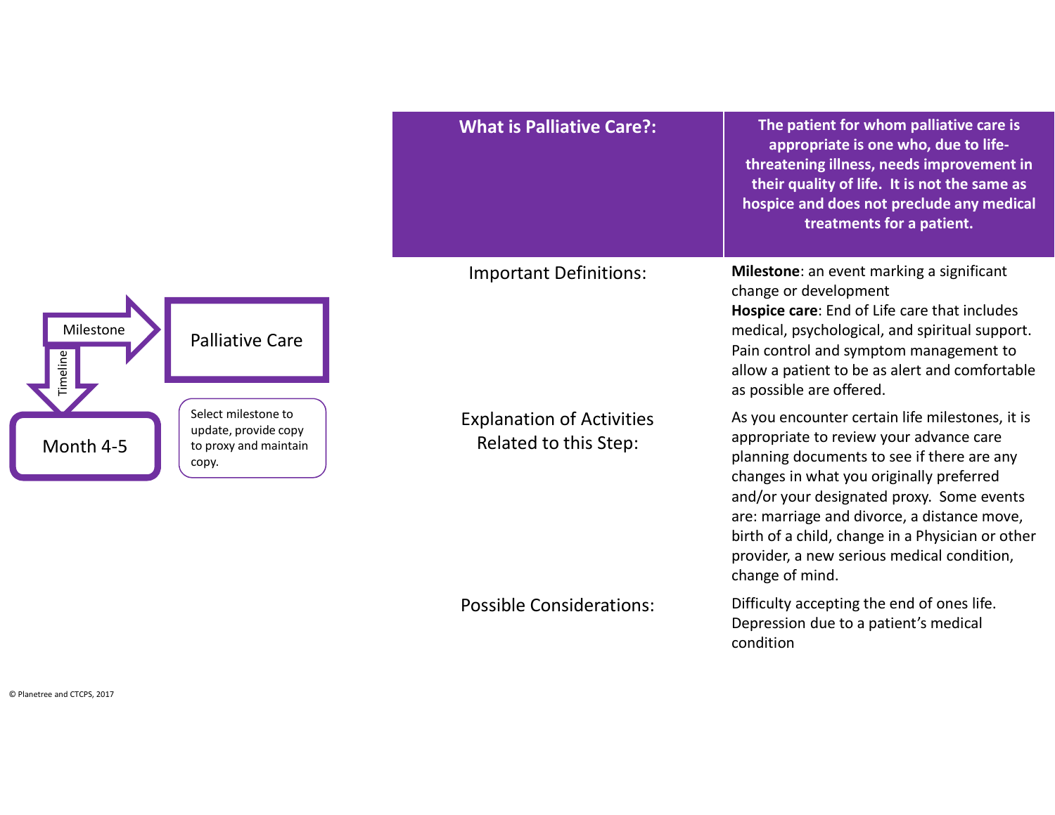Milestone

Timeline

Palliative Care

Month 4-5

Select milestone to update, provide copy to proxy and maintain copy.

| What is Palliative Care?: | The patient for whom palliative care is appropriate is one who, due to life-threatening illness, needs improvement in their quality of life. It is not the same as hospice and does not preclude any medical treatments for a patient. |
|---|---|
| Important Definitions: | **Milestone**: an event marking a significant change or development<br>**Hospice care**: End of Life care that includes medical, psychological, and spiritual support. Pain control and symptom management to allow a patient to be as alert and comfortable as possible are offered. |
| Explanation of Activities Related to this Step: | As you encounter certain life milestones, it is appropriate to review your advance care planning documents to see if there are any changes in what you originally preferred and/or your designated proxy. Some events are: marriage and divorce, a distance move, birth of a child, change in a Physician or other provider, a new serious medical condition, change of mind. |
| Possible Considerations: | Difficulty accepting the end of ones life. Depression due to a patient's medical condition |

© Planetree and CTCPS, 2017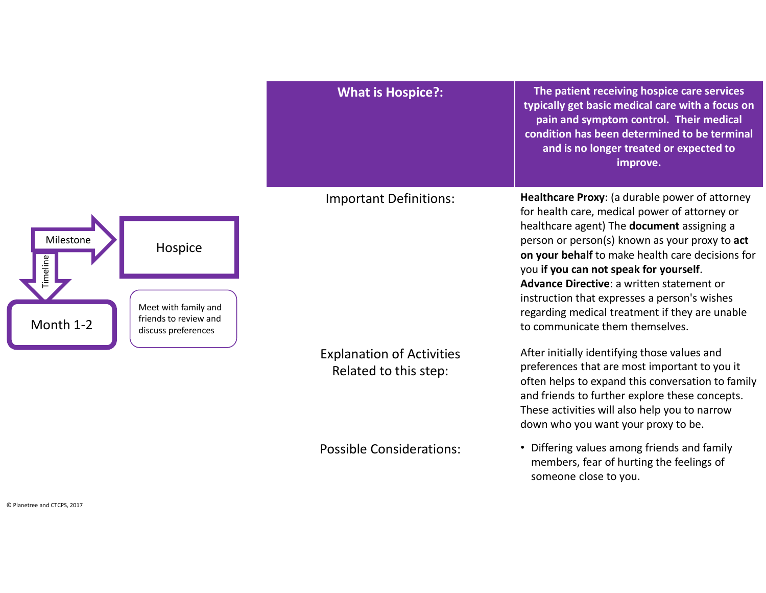Milestone

Timeline

**Hospice**

**Month 1-2**

Meet with family and friends to review and discuss preferences

| **What is Hospice?:** | **The patient receiving hospice care services typically get basic medical care with a focus on pain and symptom control. Their medical condition has been determined to be terminal and is no longer treated or expected to improve.** |
|---|---|
| Important Definitions: | **Healthcare Proxy**: (a durable power of attorney for health care, medical power of attorney or healthcare agent) The **document** assigning a person or person(s) known as your proxy to **act on your behalf** to make health care decisions for you **if you can not speak for yourself**. **Advance Directive**: a written statement or instruction that expresses a person's wishes regarding medical treatment if they are unable to communicate them themselves. |
| Explanation of Activities Related to this step: | After initially identifying those values and preferences that are most important to you it often helps to expand this conversation to family and friends to further explore these concepts. These activities will also help you to narrow down who you want your proxy to be. |
| Possible Considerations: | • Differing values among friends and family members, fear of hurting the feelings of someone close to you. |

© Planetree and CTCPS, 2017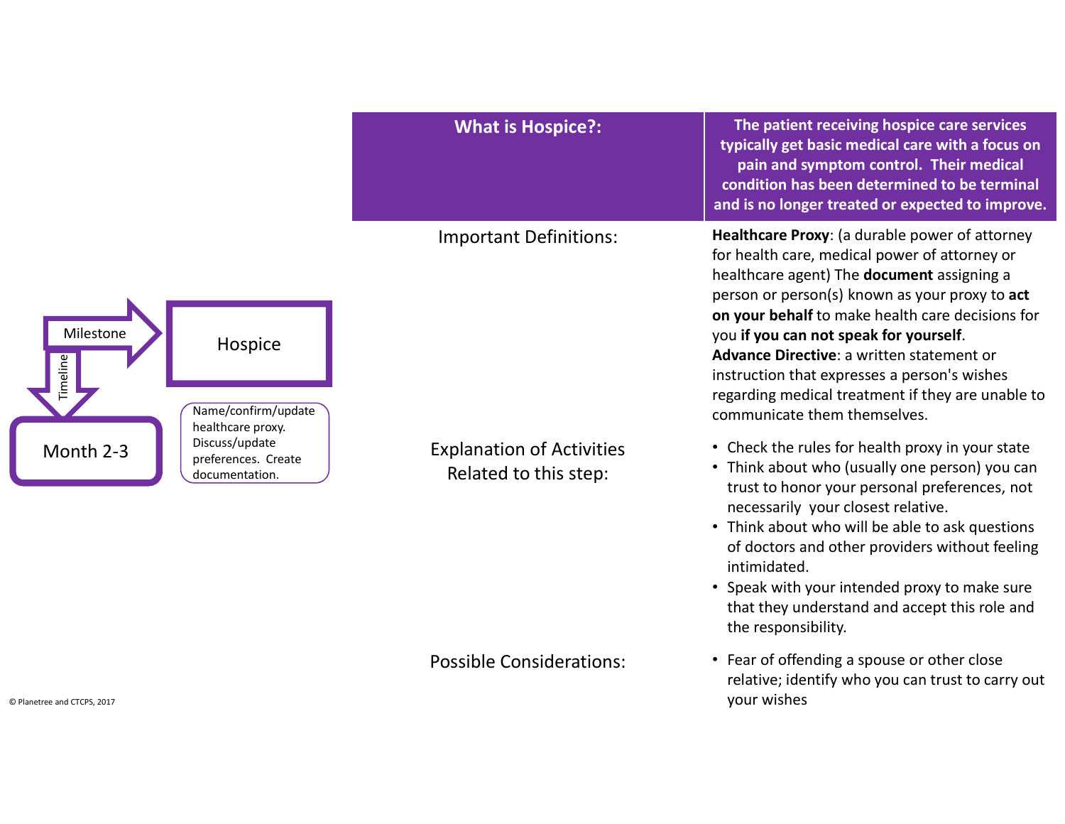Milestone → **Hospice**

Timeline ↓ **Month 2-3**

Name/confirm/update healthcare proxy. Discuss/update preferences. Create documentation.

| What is Hospice?: | The patient receiving hospice care services typically get basic medical care with a focus on pain and symptom control. Their medical condition has been determined to be terminal and is no longer treated or expected to improve. |
| --- | --- |
| Important Definitions: | **Healthcare Proxy**: (a durable power of attorney for health care, medical power of attorney or healthcare agent) The **document** assigning a person or person(s) known as your proxy to **act on your behalf** to make health care decisions for you **if you can not speak for yourself**.<br>**Advance Directive**: a written statement or instruction that expresses a person's wishes regarding medical treatment if they are unable to communicate them themselves. |
| Explanation of Activities Related to this step: | • Check the rules for health proxy in your state<br>• Think about who (usually one person) you can trust to honor your personal preferences, not necessarily your closest relative.<br>• Think about who will be able to ask questions of doctors and other providers without feeling intimidated.<br>• Speak with your intended proxy to make sure that they understand and accept this role and the responsibility. |
| Possible Considerations: | • Fear of offending a spouse or other close relative; identify who you can trust to carry out your wishes |

© Planetree and CTCPS, 2017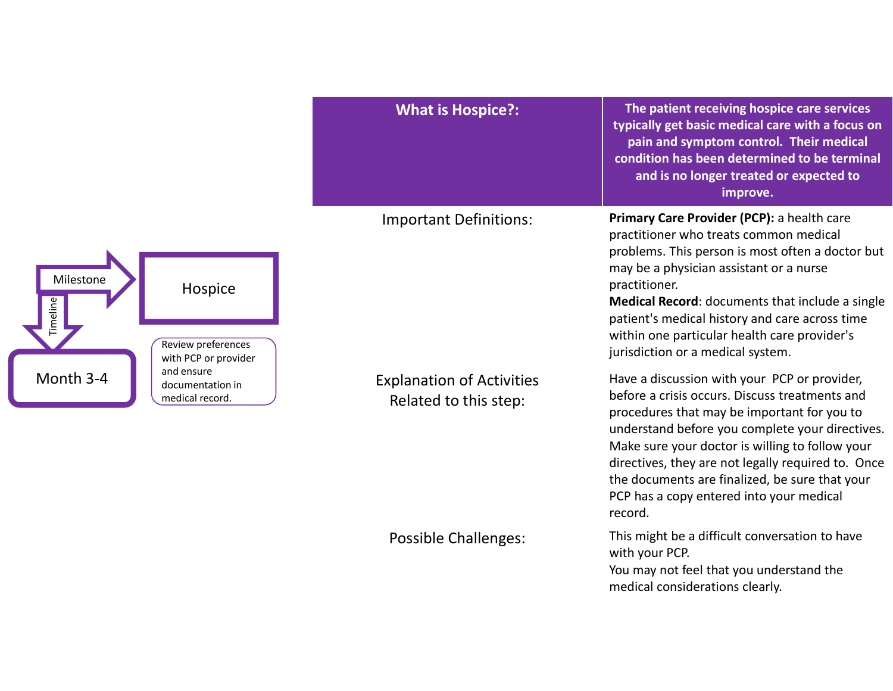Milestone: **Hospice**

Timeline: **Month 3-4**

Review preferences with PCP or provider and ensure documentation in medical record.

| What is Hospice?: | The patient receiving hospice care services typically get basic medical care with a focus on pain and symptom control. Their medical condition has been determined to be terminal and is no longer treated or expected to improve. |
| --- | --- |
| Important Definitions: | **Primary Care Provider (PCP):** a health care practitioner who treats common medical problems. This person is most often a doctor but may be a physician assistant or a nurse practitioner.<br>**Medical Record**: documents that include a single patient's medical history and care across time within one particular health care provider's jurisdiction or a medical system. |
| Explanation of Activities Related to this step: | Have a discussion with your PCP or provider, before a crisis occurs. Discuss treatments and procedures that may be important for you to understand before you complete your directives. Make sure your doctor is willing to follow your directives, they are not legally required to. Once the documents are finalized, be sure that your PCP has a copy entered into your medical record. |
| Possible Challenges: | This might be a difficult conversation to have with your PCP.<br>You may not feel that you understand the medical considerations clearly. |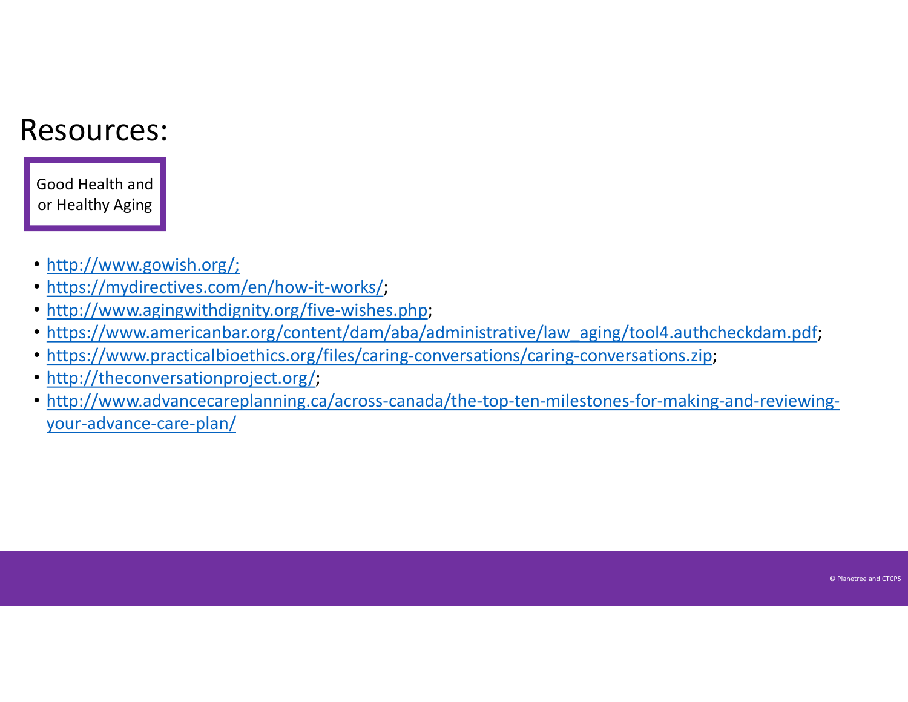# Resources:

Good Health and or Healthy Aging

- http://www.gowish.org/;
- https://mydirectives.com/en/how-it-works/;
- http://www.agingwithdignity.org/five-wishes.php;
- https://www.americanbar.org/content/dam/aba/administrative/law_aging/tool4.authcheckdam.pdf;
- https://www.practicalbioethics.org/files/caring-conversations/caring-conversations.zip;
- http://theconversationproject.org/;
- http://www.advancecareplanning.ca/across-canada/the-top-ten-milestones-for-making-and-reviewing-your-advance-care-plan/

© Planetree and CTCPS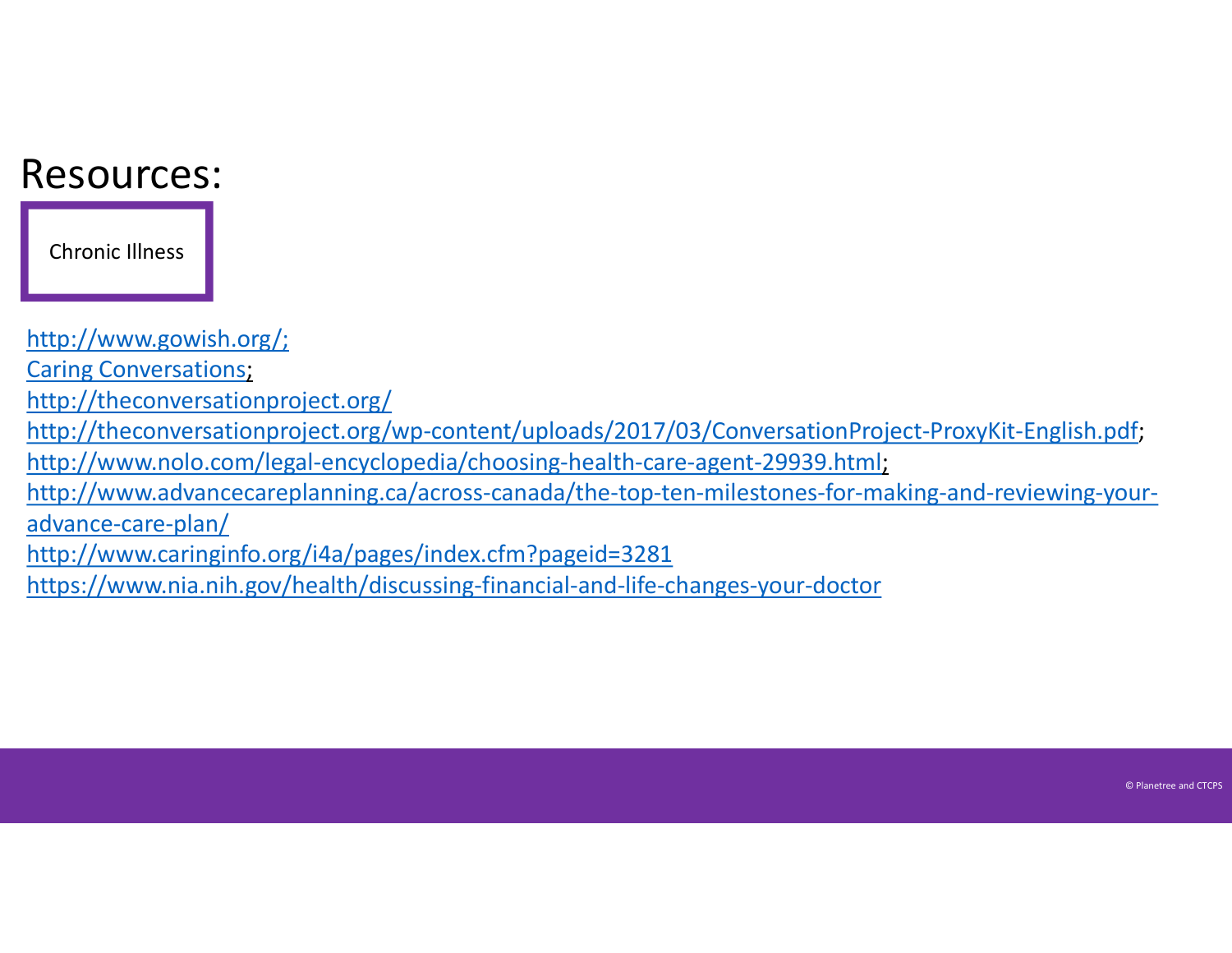# Resources:

**Chronic Illness**

http://www.gowish.org/;
Caring Conversations;
http://theconversationproject.org/
http://theconversationproject.org/wp-content/uploads/2017/03/ConversationProject-ProxyKit-English.pdf;
http://www.nolo.com/legal-encyclopedia/choosing-health-care-agent-29939.html;
http://www.advancecareplanning.ca/across-canada/the-top-ten-milestones-for-making-and-reviewing-your-advance-care-plan/
http://www.caringinfo.org/i4a/pages/index.cfm?pageid=3281
https://www.nia.nih.gov/health/discussing-financial-and-life-changes-your-doctor

© Planetree and CTCPS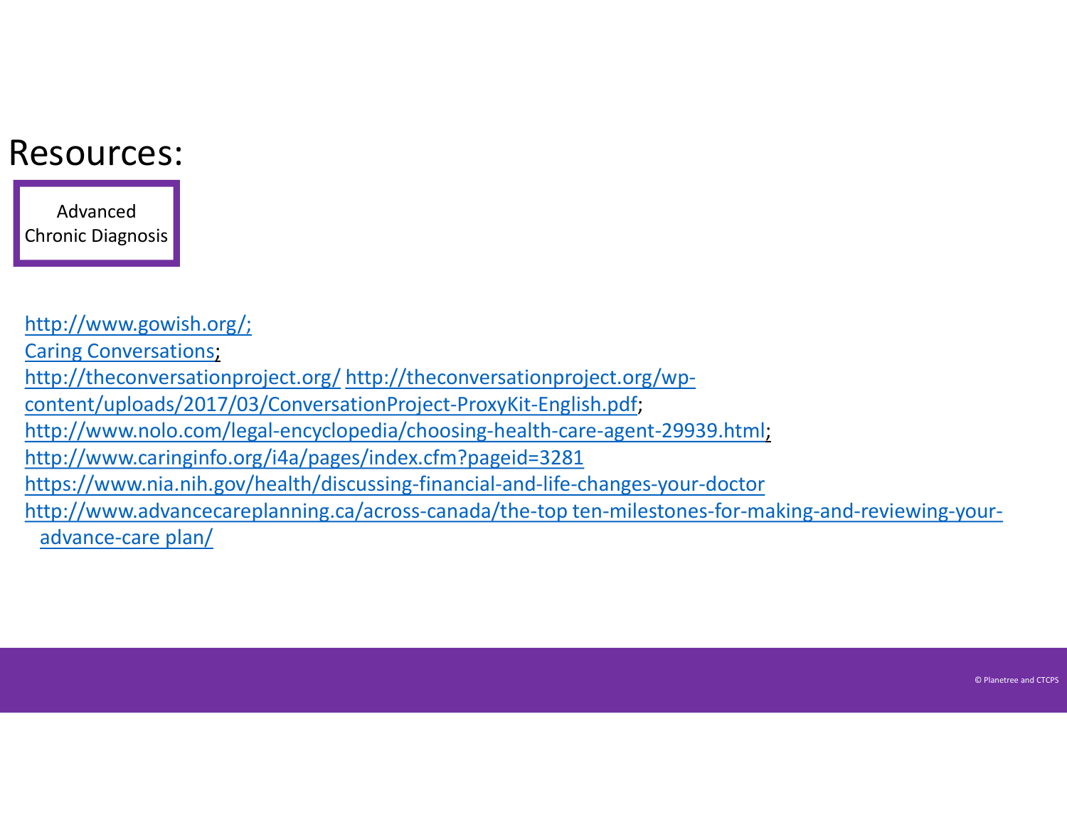# Resources:

Advanced Chronic Diagnosis

http://www.gowish.org/;
Caring Conversations;
http://theconversationproject.org/ http://theconversationproject.org/wp-content/uploads/2017/03/ConversationProject-ProxyKit-English.pdf;
http://www.nolo.com/legal-encyclopedia/choosing-health-care-agent-29939.html;
http://www.caringinfo.org/i4a/pages/index.cfm?pageid=3281
https://www.nia.nih.gov/health/discussing-financial-and-life-changes-your-doctor
http://www.advancecareplanning.ca/across-canada/the-top ten-milestones-for-making-and-reviewing-your-advance-care plan/

© Planetree and CTCPS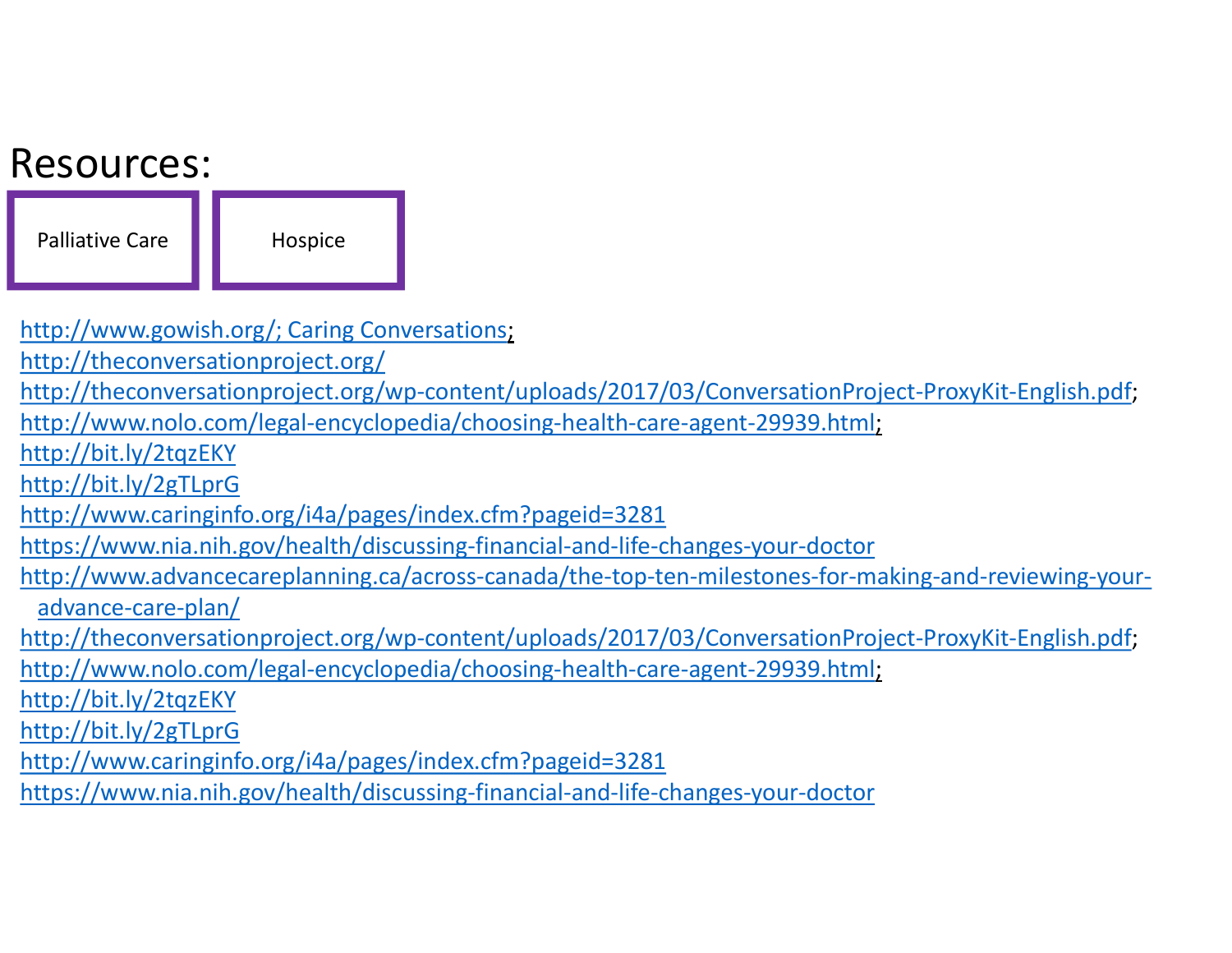# Resources:

Palliative Care

Hospice

http://www.gowish.org/; Caring Conversations;
http://theconversationproject.org/
http://theconversationproject.org/wp-content/uploads/2017/03/ConversationProject-ProxyKit-English.pdf;
http://www.nolo.com/legal-encyclopedia/choosing-health-care-agent-29939.html;
http://bit.ly/2tqzEKY
http://bit.ly/2gTLprG
http://www.caringinfo.org/i4a/pages/index.cfm?pageid=3281
https://www.nia.nih.gov/health/discussing-financial-and-life-changes-your-doctor
http://www.advancecareplanning.ca/across-canada/the-top-ten-milestones-for-making-and-reviewing-your-advance-care-plan/
http://theconversationproject.org/wp-content/uploads/2017/03/ConversationProject-ProxyKit-English.pdf;
http://www.nolo.com/legal-encyclopedia/choosing-health-care-agent-29939.html;
http://bit.ly/2tqzEKY
http://bit.ly/2gTLprG
http://www.caringinfo.org/i4a/pages/index.cfm?pageid=3281
https://www.nia.nih.gov/health/discussing-financial-and-life-changes-your-doctor